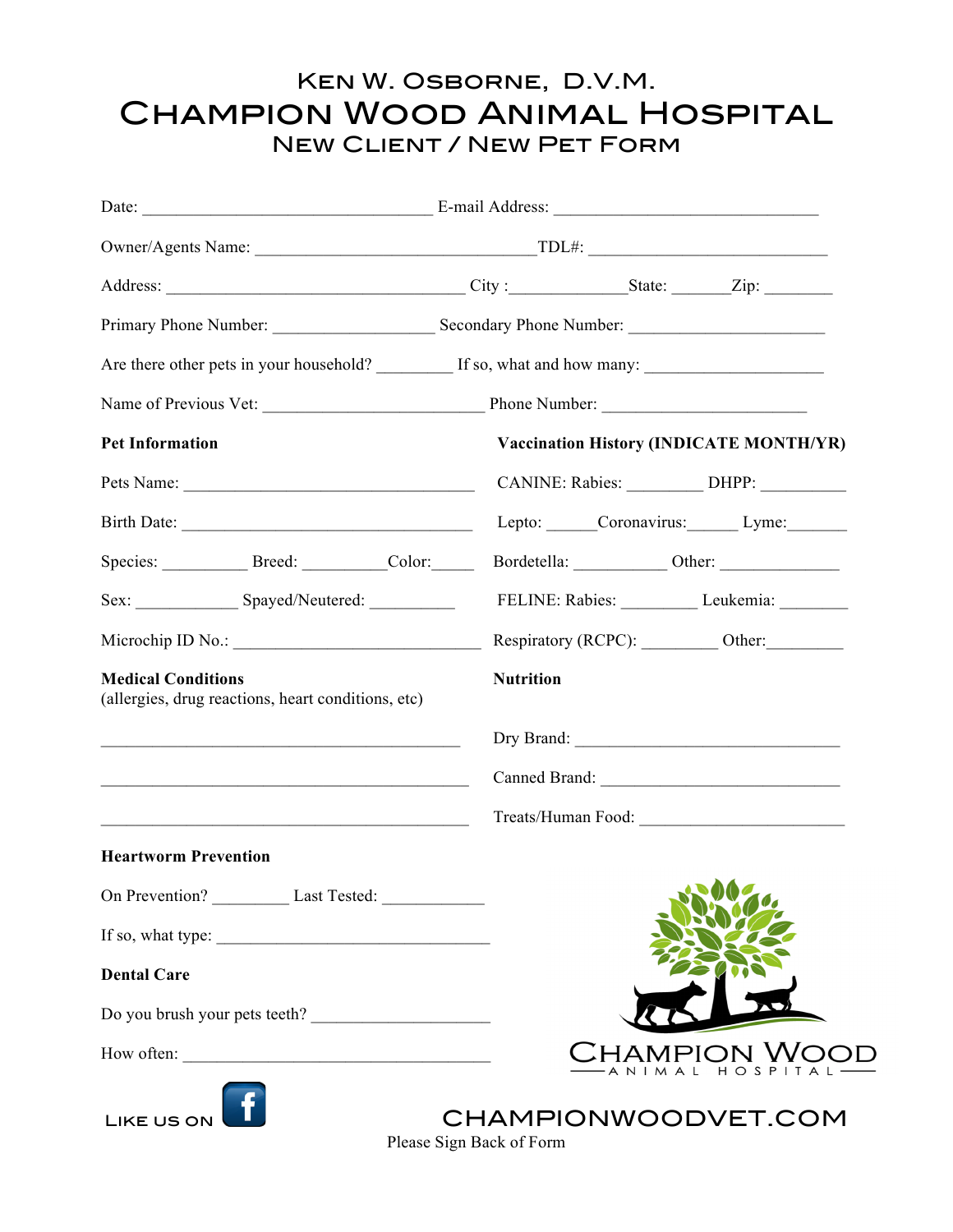# Ken W. Osborne, D.V.M.
# Champion Wood Animal Hospital
## New Client / New Pet Form

Date: ______________________________ E-mail Address: ____________________________

Owner/Agents Name: ______________________________TDL#: __________________________

Address: ________________________________ City :____________State: ______Zip: _______

Primary Phone Number: _________________ Secondary Phone Number: ____________________

Are there other pets in your household? ________ If so, what and how many: __________________

Name of Previous Vet: _______________________ Phone Number: ______________________

**Pet Information**

Pets Name: _______________________________

Birth Date: _______________________________

Species: _________ Breed: _________Color:_____

Sex: ___________ Spayed/Neutered: _________

Microchip ID No.: ___________________________

**Vaccination History (INDICATE MONTH/YR)**

CANINE: Rabies: ________ DHPP: _________

Lepto: _____Coronavirus:_____ Lyme:______

Bordetella: __________ Other: _____________

FELINE: Rabies: ________ Leukemia: ________

Respiratory (RCPC): ________ Other:________

**Medical Conditions**
(allergies, drug reactions, heart conditions, etc)

________________________________________

________________________________________

________________________________________

**Nutrition**

Dry Brand: ______________________________

Canned Brand: ___________________________

Treats/Human Food: _______________________

**Heartworm Prevention**

On Prevention? ________ Last Tested: ___________

If so, what type: _____________________________

**Dental Care**

Do you brush your pets teeth? ___________________

How often: __________________________________

Champion Wood Animal Hospital

Like us on Facebook

CHAMPIONWOODVET.COM

Please Sign Back of Form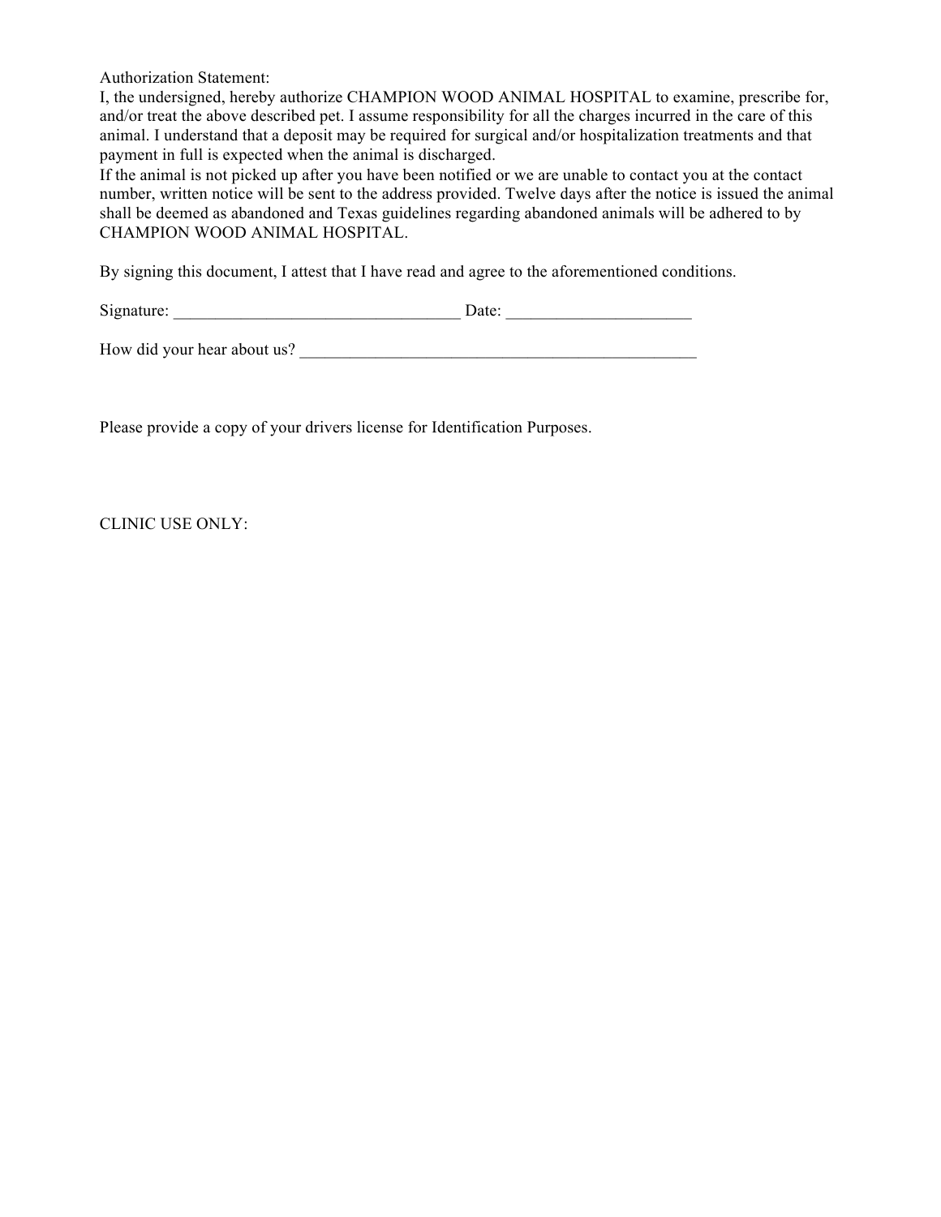Authorization Statement:
I, the undersigned, hereby authorize CHAMPION WOOD ANIMAL HOSPITAL to examine, prescribe for, and/or treat the above described pet. I assume responsibility for all the charges incurred in the care of this animal. I understand that a deposit may be required for surgical and/or hospitalization treatments and that payment in full is expected when the animal is discharged.
If the animal is not picked up after you have been notified or we are unable to contact you at the contact number, written notice will be sent to the address provided. Twelve days after the notice is issued the animal shall be deemed as abandoned and Texas guidelines regarding abandoned animals will be adhered to by CHAMPION WOOD ANIMAL HOSPITAL.

By signing this document, I attest that I have read and agree to the aforementioned conditions.

Signature: ___________________________________ Date: _______________________

How did your hear about us? __________________________________________________

Please provide a copy of your drivers license for Identification Purposes.

CLINIC USE ONLY: